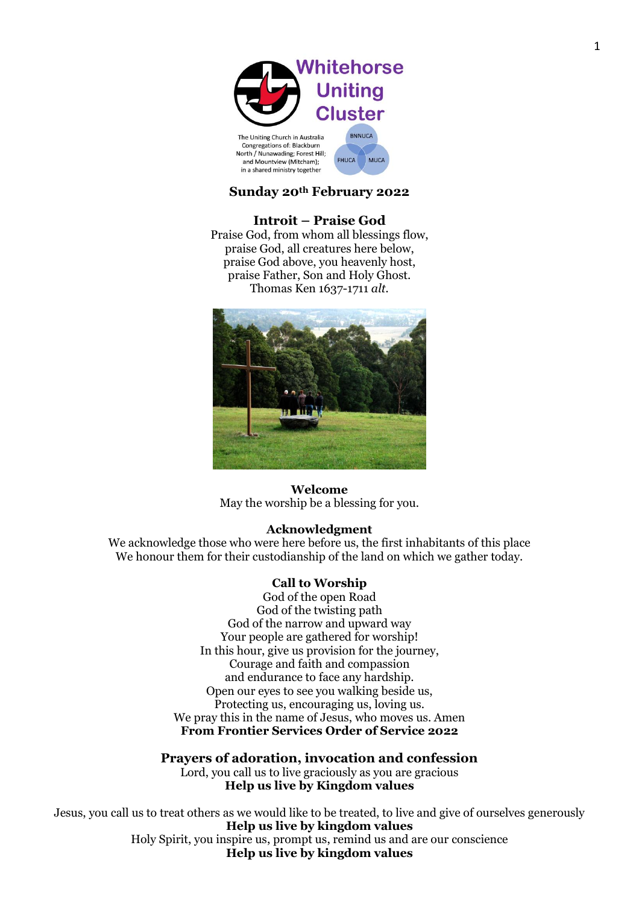# Whitehorse Uniting Cluster

The Uniting Church in Australia
Congregations of: Blackburn North / Nunawading; Forest Hill; and Mountview (Mitcham); in a shared ministry together

BNNUCA FHUCA MUCA

## Sunday 20th February 2022

### Introit – Praise God

Praise God, from whom all blessings flow,
praise God, all creatures here below,
praise God above, you heavenly host,
praise Father, Son and Holy Ghost.
Thomas Ken 1637-1711 *alt*.

### Welcome

May the worship be a blessing for you.

### Acknowledgment

We acknowledge those who were here before us, the first inhabitants of this place
We honour them for their custodianship of the land on which we gather today.

### Call to Worship

God of the open Road
God of the twisting path
God of the narrow and upward way
Your people are gathered for worship!
In this hour, give us provision for the journey,
Courage and faith and compassion
and endurance to face any hardship.
Open our eyes to see you walking beside us,
Protecting us, encouraging us, loving us.
We pray this in the name of Jesus, who moves us. Amen
**From Frontier Services Order of Service 2022**

### Prayers of adoration, invocation and confession

Lord, you call us to live graciously as you are gracious
**Help us live by Kingdom values**

Jesus, you call us to treat others as we would like to be treated, to live and give of ourselves generously
**Help us live by kingdom values**
Holy Spirit, you inspire us, prompt us, remind us and are our conscience
**Help us live by kingdom values**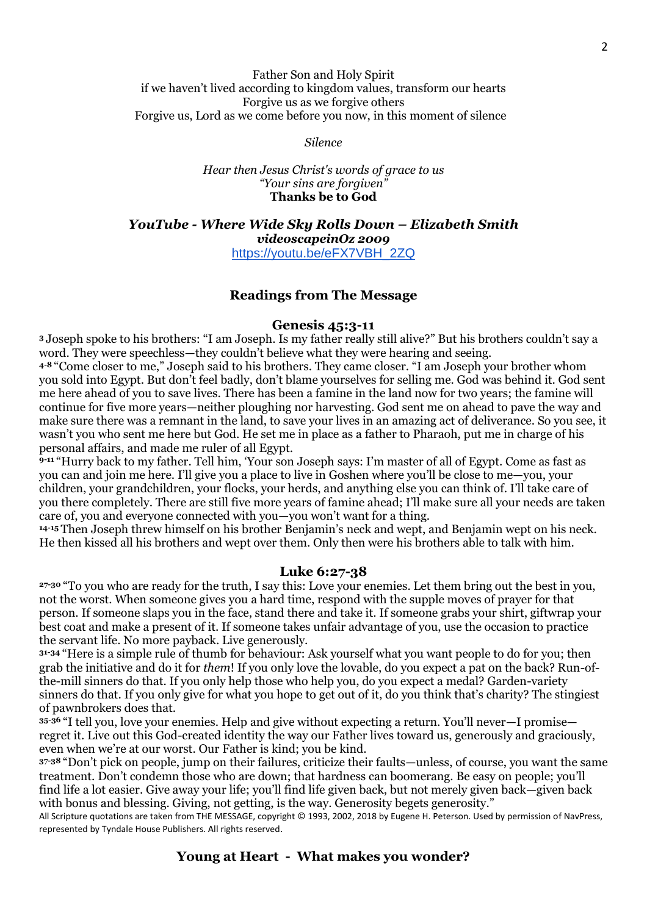Father Son and Holy Spirit
if we haven't lived according to kingdom values, transform our hearts
Forgive us as we forgive others
Forgive us, Lord as we come before you now, in this moment of silence

*Silence*

*Hear then Jesus Christ's words of grace to us*
*"Your sins are forgiven"*
**Thanks be to God**

### *YouTube - Where Wide Sky Rolls Down – Elizabeth Smith*
***videoscapeinOz 2009***
https://youtu.be/eFX7VBH_2ZQ

## Readings from The Message

### Genesis 45:3-11

**3** Joseph spoke to his brothers: "I am Joseph. Is my father really still alive?" But his brothers couldn't say a word. They were speechless—they couldn't believe what they were hearing and seeing.
**4-8** "Come closer to me," Joseph said to his brothers. They came closer. "I am Joseph your brother whom you sold into Egypt. But don't feel badly, don't blame yourselves for selling me. God was behind it. God sent me here ahead of you to save lives. There has been a famine in the land now for two years; the famine will continue for five more years—neither ploughing nor harvesting. God sent me on ahead to pave the way and make sure there was a remnant in the land, to save your lives in an amazing act of deliverance. So you see, it wasn't you who sent me here but God. He set me in place as a father to Pharaoh, put me in charge of his personal affairs, and made me ruler of all Egypt.
**9-11** "Hurry back to my father. Tell him, 'Your son Joseph says: I'm master of all of Egypt. Come as fast as you can and join me here. I'll give you a place to live in Goshen where you'll be close to me—you, your children, your grandchildren, your flocks, your herds, and anything else you can think of. I'll take care of you there completely. There are still five more years of famine ahead; I'll make sure all your needs are taken care of, you and everyone connected with you—you won't want for a thing.
**14-15** Then Joseph threw himself on his brother Benjamin's neck and wept, and Benjamin wept on his neck. He then kissed all his brothers and wept over them. Only then were his brothers able to talk with him.

### Luke 6:27-38

**27-30** "To you who are ready for the truth, I say this: Love your enemies. Let them bring out the best in you, not the worst. When someone gives you a hard time, respond with the supple moves of prayer for that person. If someone slaps you in the face, stand there and take it. If someone grabs your shirt, giftwrap your best coat and make a present of it. If someone takes unfair advantage of you, use the occasion to practice the servant life. No more payback. Live generously.
**31-34** "Here is a simple rule of thumb for behaviour: Ask yourself what you want people to do for you; then grab the initiative and do it for *them*! If you only love the lovable, do you expect a pat on the back? Run-of-the-mill sinners do that. If you only help those who help you, do you expect a medal? Garden-variety sinners do that. If you only give for what you hope to get out of it, do you think that's charity? The stingiest of pawnbrokers does that.
**35-36** "I tell you, love your enemies. Help and give without expecting a return. You'll never—I promise—regret it. Live out this God-created identity the way our Father lives toward us, generously and graciously, even when we're at our worst. Our Father is kind; you be kind.
**37-38** "Don't pick on people, jump on their failures, criticize their faults—unless, of course, you want the same treatment. Don't condemn those who are down; that hardness can boomerang. Be easy on people; you'll find life a lot easier. Give away your life; you'll find life given back, but not merely given back—given back with bonus and blessing. Giving, not getting, is the way. Generosity begets generosity."

All Scripture quotations are taken from THE MESSAGE, copyright © 1993, 2002, 2018 by Eugene H. Peterson. Used by permission of NavPress, represented by Tyndale House Publishers. All rights reserved.

## Young at Heart - What makes you wonder?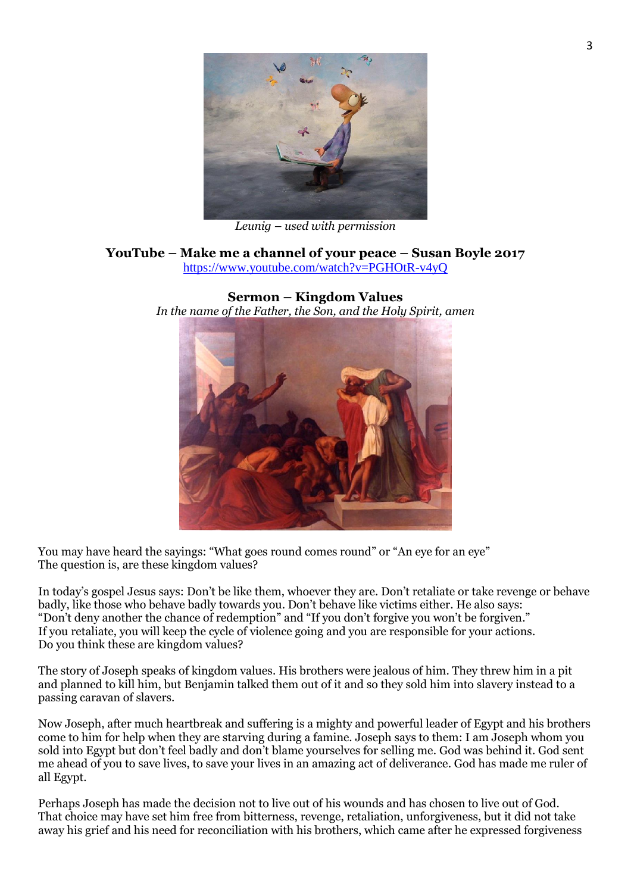*Leunig – used with permission*

**YouTube – Make me a channel of your peace – Susan Boyle 2017**
https://www.youtube.com/watch?v=PGHOtR-v4yQ

## Sermon – Kingdom Values

*In the name of the Father, the Son, and the Holy Spirit, amen*

You may have heard the sayings: "What goes round comes round" or "An eye for an eye"
The question is, are these kingdom values?

In today's gospel Jesus says: Don't be like them, whoever they are. Don't retaliate or take revenge or behave badly, like those who behave badly towards you. Don't behave like victims either. He also says: "Don't deny another the chance of redemption" and "If you don't forgive you won't be forgiven."
If you retaliate, you will keep the cycle of violence going and you are responsible for your actions.
Do you think these are kingdom values?

The story of Joseph speaks of kingdom values. His brothers were jealous of him. They threw him in a pit and planned to kill him, but Benjamin talked them out of it and so they sold him into slavery instead to a passing caravan of slavers.

Now Joseph, after much heartbreak and suffering is a mighty and powerful leader of Egypt and his brothers come to him for help when they are starving during a famine. Joseph says to them: I am Joseph whom you sold into Egypt but don't feel badly and don't blame yourselves for selling me. God was behind it. God sent me ahead of you to save lives, to save your lives in an amazing act of deliverance. God has made me ruler of all Egypt.

Perhaps Joseph has made the decision not to live out of his wounds and has chosen to live out of God. That choice may have set him free from bitterness, revenge, retaliation, unforgiveness, but it did not take away his grief and his need for reconciliation with his brothers, which came after he expressed forgiveness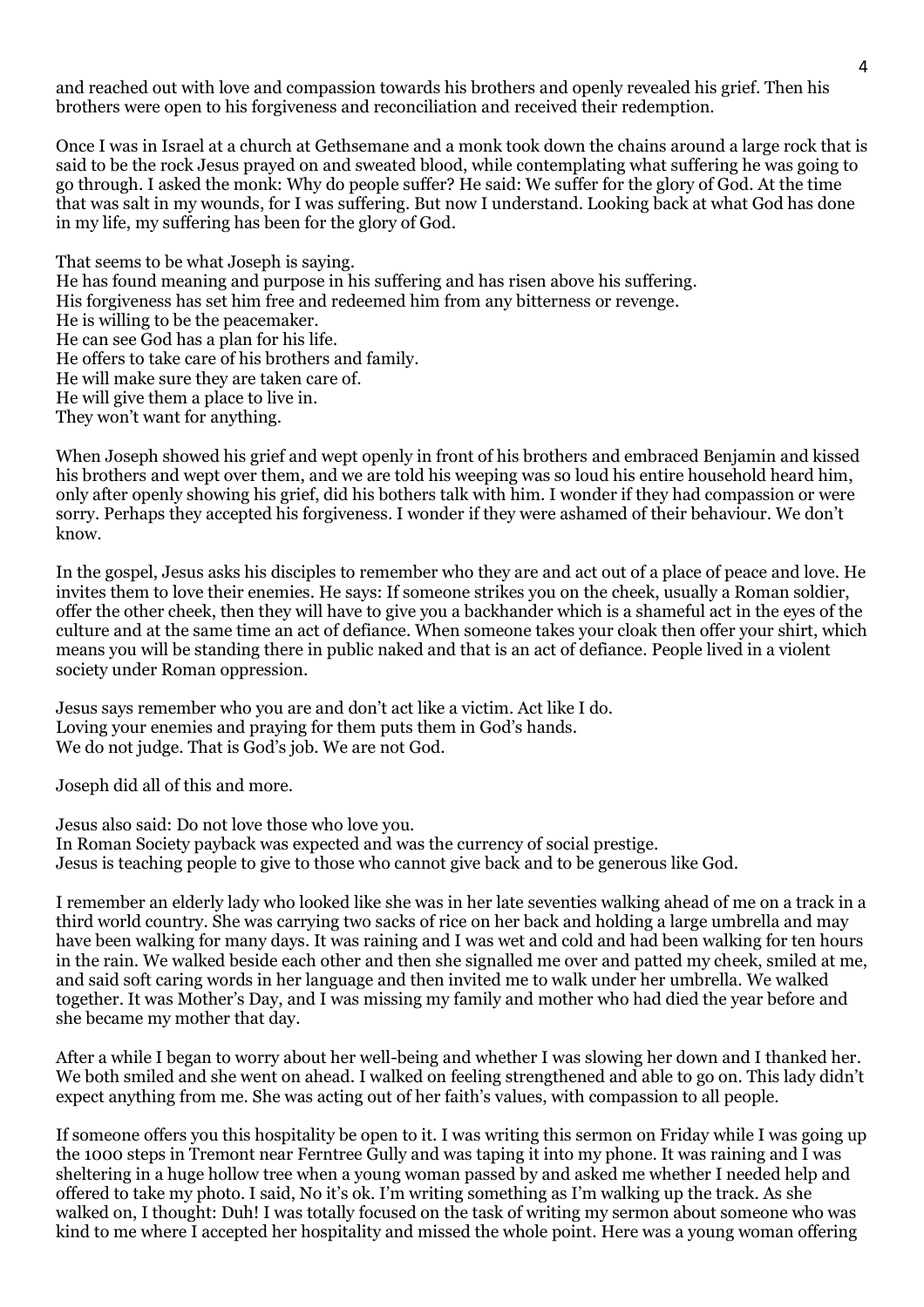and reached out with love and compassion towards his brothers and openly revealed his grief. Then his brothers were open to his forgiveness and reconciliation and received their redemption.

Once I was in Israel at a church at Gethsemane and a monk took down the chains around a large rock that is said to be the rock Jesus prayed on and sweated blood, while contemplating what suffering he was going to go through. I asked the monk: Why do people suffer? He said: We suffer for the glory of God. At the time that was salt in my wounds, for I was suffering. But now I understand. Looking back at what God has done in my life, my suffering has been for the glory of God.

That seems to be what Joseph is saying.  
He has found meaning and purpose in his suffering and has risen above his suffering.  
His forgiveness has set him free and redeemed him from any bitterness or revenge.  
He is willing to be the peacemaker.  
He can see God has a plan for his life.  
He offers to take care of his brothers and family.  
He will make sure they are taken care of.  
He will give them a place to live in.  
They won't want for anything.

When Joseph showed his grief and wept openly in front of his brothers and embraced Benjamin and kissed his brothers and wept over them, and we are told his weeping was so loud his entire household heard him, only after openly showing his grief, did his bothers talk with him. I wonder if they had compassion or were sorry. Perhaps they accepted his forgiveness. I wonder if they were ashamed of their behaviour. We don't know.

In the gospel, Jesus asks his disciples to remember who they are and act out of a place of peace and love. He invites them to love their enemies. He says: If someone strikes you on the cheek, usually a Roman soldier, offer the other cheek, then they will have to give you a backhander which is a shameful act in the eyes of the culture and at the same time an act of defiance. When someone takes your cloak then offer your shirt, which means you will be standing there in public naked and that is an act of defiance. People lived in a violent society under Roman oppression.

Jesus says remember who you are and don't act like a victim. Act like I do.  
Loving your enemies and praying for them puts them in God's hands.  
We do not judge. That is God's job. We are not God.

Joseph did all of this and more.

Jesus also said: Do not love those who love you.  
In Roman Society payback was expected and was the currency of social prestige.  
Jesus is teaching people to give to those who cannot give back and to be generous like God.

I remember an elderly lady who looked like she was in her late seventies walking ahead of me on a track in a third world country. She was carrying two sacks of rice on her back and holding a large umbrella and may have been walking for many days. It was raining and I was wet and cold and had been walking for ten hours in the rain. We walked beside each other and then she signalled me over and patted my cheek, smiled at me, and said soft caring words in her language and then invited me to walk under her umbrella. We walked together. It was Mother's Day, and I was missing my family and mother who had died the year before and she became my mother that day.

After a while I began to worry about her well-being and whether I was slowing her down and I thanked her. We both smiled and she went on ahead. I walked on feeling strengthened and able to go on. This lady didn't expect anything from me. She was acting out of her faith's values, with compassion to all people.

If someone offers you this hospitality be open to it. I was writing this sermon on Friday while I was going up the 1000 steps in Tremont near Ferntree Gully and was taping it into my phone. It was raining and I was sheltering in a huge hollow tree when a young woman passed by and asked me whether I needed help and offered to take my photo. I said, No it's ok. I'm writing something as I'm walking up the track. As she walked on, I thought: Duh! I was totally focused on the task of writing my sermon about someone who was kind to me where I accepted her hospitality and missed the whole point. Here was a young woman offering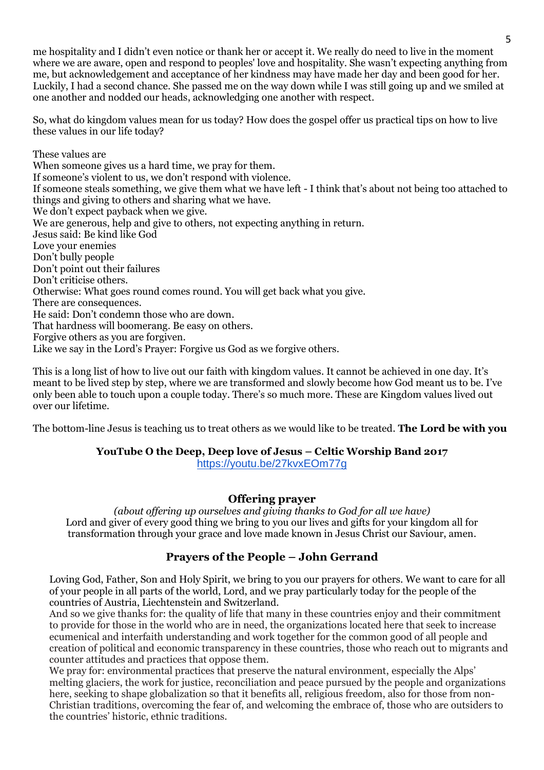me hospitality and I didn't even notice or thank her or accept it. We really do need to live in the moment where we are aware, open and respond to peoples' love and hospitality. She wasn't expecting anything from me, but acknowledgement and acceptance of her kindness may have made her day and been good for her. Luckily, I had a second chance. She passed me on the way down while I was still going up and we smiled at one another and nodded our heads, acknowledging one another with respect.

So, what do kingdom values mean for us today? How does the gospel offer us practical tips on how to live these values in our life today?

These values are
When someone gives us a hard time, we pray for them.
If someone's violent to us, we don't respond with violence.
If someone steals something, we give them what we have left - I think that's about not being too attached to things and giving to others and sharing what we have.
We don't expect payback when we give.
We are generous, help and give to others, not expecting anything in return.
Jesus said: Be kind like God
Love your enemies
Don't bully people
Don't point out their failures
Don't criticise others.
Otherwise: What goes round comes round. You will get back what you give.
There are consequences.
He said: Don't condemn those who are down.
That hardness will boomerang. Be easy on others.
Forgive others as you are forgiven.
Like we say in the Lord's Prayer: Forgive us God as we forgive others.

This is a long list of how to live out our faith with kingdom values. It cannot be achieved in one day. It's meant to be lived step by step, where we are transformed and slowly become how God meant us to be. I've only been able to touch upon a couple today. There's so much more. These are Kingdom values lived out over our lifetime.

The bottom-line Jesus is teaching us to treat others as we would like to be treated. **The Lord be with you**

**YouTube O the Deep, Deep love of Jesus – Celtic Worship Band 2017**
https://youtu.be/27kvxEOm77g

### Offering prayer

*(about offering up ourselves and giving thanks to God for all we have)*
Lord and giver of every good thing we bring to you our lives and gifts for your kingdom all for transformation through your grace and love made known in Jesus Christ our Saviour, amen.

### Prayers of the People – John Gerrand

Loving God, Father, Son and Holy Spirit, we bring to you our prayers for others. We want to care for all of your people in all parts of the world, Lord, and we pray particularly today for the people of the countries of Austria, Liechtenstein and Switzerland.
And so we give thanks for: the quality of life that many in these countries enjoy and their commitment to provide for those in the world who are in need, the organizations located here that seek to increase ecumenical and interfaith understanding and work together for the common good of all people and creation of political and economic transparency in these countries, those who reach out to migrants and counter attitudes and practices that oppose them.
We pray for: environmental practices that preserve the natural environment, especially the Alps' melting glaciers, the work for justice, reconciliation and peace pursued by the people and organizations here, seeking to shape globalization so that it benefits all, religious freedom, also for those from non-Christian traditions, overcoming the fear of, and welcoming the embrace of, those who are outsiders to the countries' historic, ethnic traditions.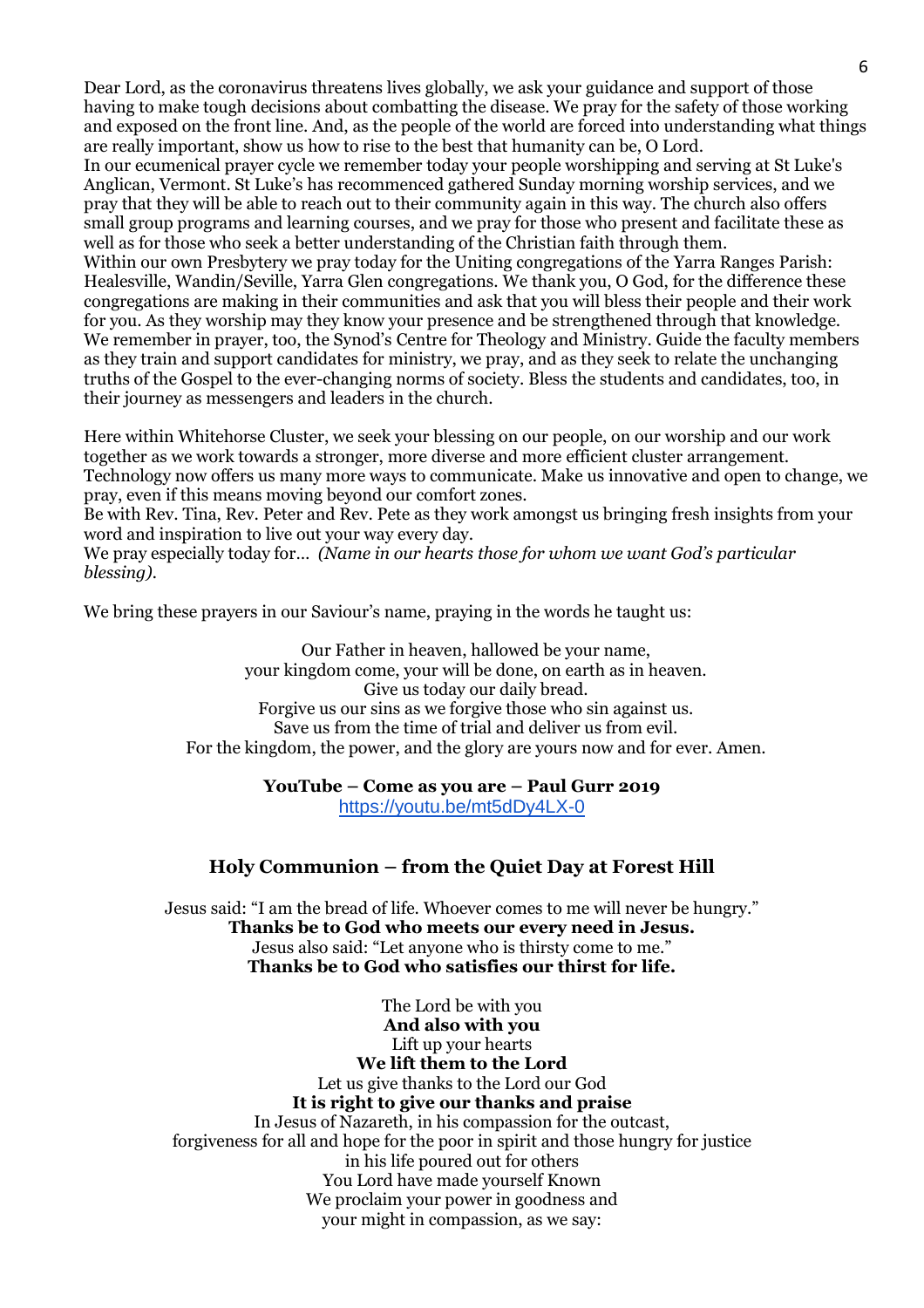Dear Lord, as the coronavirus threatens lives globally, we ask your guidance and support of those having to make tough decisions about combatting the disease. We pray for the safety of those working and exposed on the front line. And, as the people of the world are forced into understanding what things are really important, show us how to rise to the best that humanity can be, O Lord.
In our ecumenical prayer cycle we remember today your people worshipping and serving at St Luke's Anglican, Vermont. St Luke's has recommenced gathered Sunday morning worship services, and we pray that they will be able to reach out to their community again in this way. The church also offers small group programs and learning courses, and we pray for those who present and facilitate these as well as for those who seek a better understanding of the Christian faith through them.
Within our own Presbytery we pray today for the Uniting congregations of the Yarra Ranges Parish: Healesville, Wandin/Seville, Yarra Glen congregations. We thank you, O God, for the difference these congregations are making in their communities and ask that you will bless their people and their work for you. As they worship may they know your presence and be strengthened through that knowledge.
We remember in prayer, too, the Synod's Centre for Theology and Ministry. Guide the faculty members as they train and support candidates for ministry, we pray, and as they seek to relate the unchanging truths of the Gospel to the ever-changing norms of society. Bless the students and candidates, too, in their journey as messengers and leaders in the church.

Here within Whitehorse Cluster, we seek your blessing on our people, on our worship and our work together as we work towards a stronger, more diverse and more efficient cluster arrangement.
Technology now offers us many more ways to communicate. Make us innovative and open to change, we pray, even if this means moving beyond our comfort zones.
Be with Rev. Tina, Rev. Peter and Rev. Pete as they work amongst us bringing fresh insights from your word and inspiration to live out your way every day.
We pray especially today for… *(Name in our hearts those for whom we want God's particular blessing).*

We bring these prayers in our Saviour's name, praying in the words he taught us:

Our Father in heaven, hallowed be your name,
your kingdom come, your will be done, on earth as in heaven.
Give us today our daily bread.
Forgive us our sins as we forgive those who sin against us.
Save us from the time of trial and deliver us from evil.
For the kingdom, the power, and the glory are yours now and for ever. Amen.

**YouTube – Come as you are – Paul Gurr 2019**
https://youtu.be/mt5dDy4LX-0

## Holy Communion – from the Quiet Day at Forest Hill

Jesus said: "I am the bread of life. Whoever comes to me will never be hungry."
**Thanks be to God who meets our every need in Jesus.**
Jesus also said: "Let anyone who is thirsty come to me."
**Thanks be to God who satisfies our thirst for life.**

The Lord be with you
**And also with you**
Lift up your hearts
**We lift them to the Lord**
Let us give thanks to the Lord our God
**It is right to give our thanks and praise**
In Jesus of Nazareth, in his compassion for the outcast,
forgiveness for all and hope for the poor in spirit and those hungry for justice
in his life poured out for others
You Lord have made yourself Known
We proclaim your power in goodness and
your might in compassion, as we say: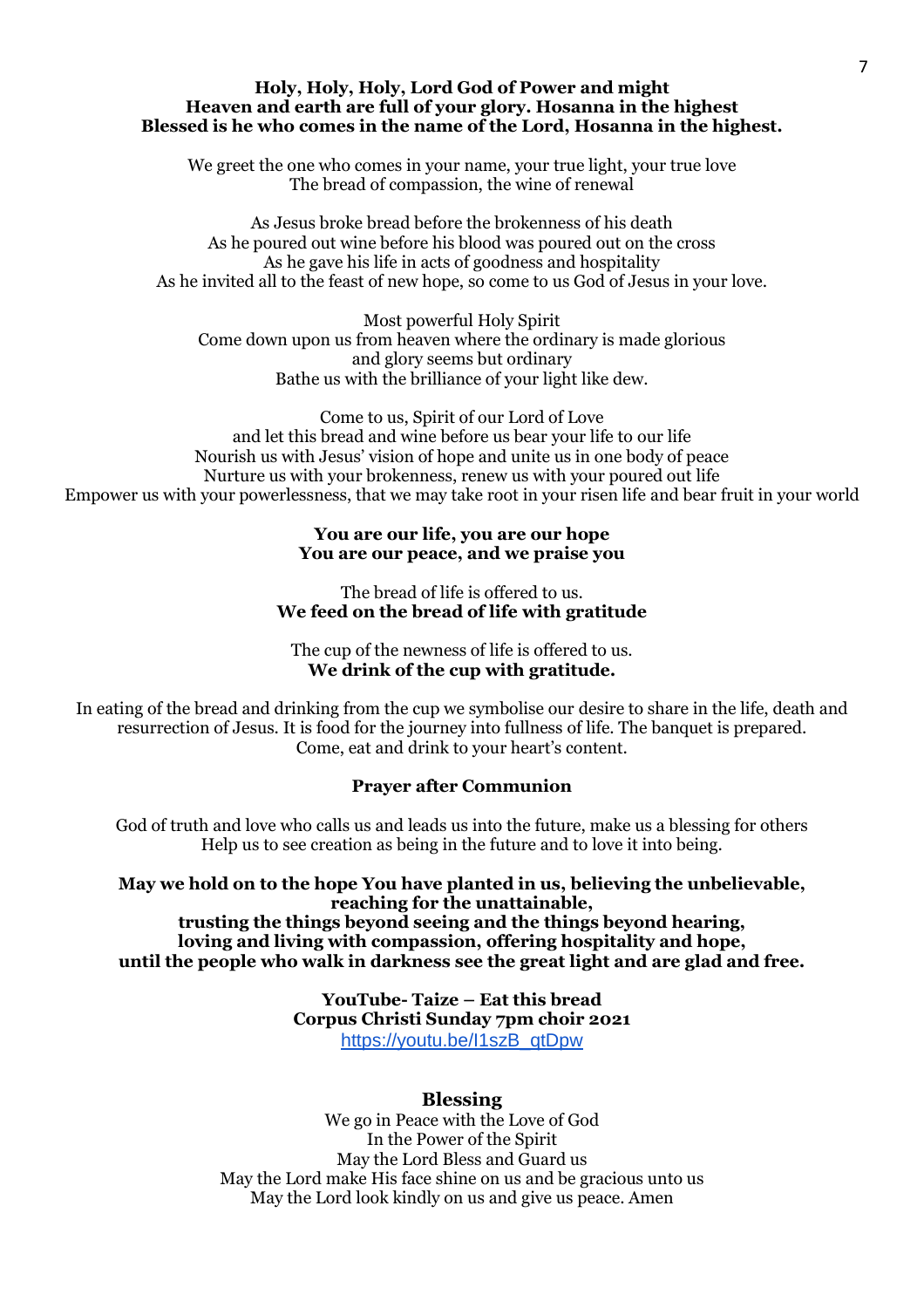**Holy, Holy, Holy, Lord God of Power and might**
**Heaven and earth are full of your glory. Hosanna in the highest**
**Blessed is he who comes in the name of the Lord, Hosanna in the highest.**

We greet the one who comes in your name, your true light, your true love
The bread of compassion, the wine of renewal

As Jesus broke bread before the brokenness of his death
As he poured out wine before his blood was poured out on the cross
As he gave his life in acts of goodness and hospitality
As he invited all to the feast of new hope, so come to us God of Jesus in your love.

Most powerful Holy Spirit
Come down upon us from heaven where the ordinary is made glorious
and glory seems but ordinary
Bathe us with the brilliance of your light like dew.

Come to us, Spirit of our Lord of Love
and let this bread and wine before us bear your life to our life
Nourish us with Jesus' vision of hope and unite us in one body of peace
Nurture us with your brokenness, renew us with your poured out life
Empower us with your powerlessness, that we may take root in your risen life and bear fruit in your world

**You are our life, you are our hope**
**You are our peace, and we praise you**

The bread of life is offered to us.
**We feed on the bread of life with gratitude**

The cup of the newness of life is offered to us.
**We drink of the cup with gratitude.**

In eating of the bread and drinking from the cup we symbolise our desire to share in the life, death and resurrection of Jesus. It is food for the journey into fullness of life. The banquet is prepared. Come, eat and drink to your heart's content.

**Prayer after Communion**

God of truth and love who calls us and leads us into the future, make us a blessing for others
Help us to see creation as being in the future and to love it into being.

**May we hold on to the hope You have planted in us, believing the unbelievable,**
**reaching for the unattainable,**
**trusting the things beyond seeing and the things beyond hearing,**
**loving and living with compassion, offering hospitality and hope,**
**until the people who walk in darkness see the great light and are glad and free.**

**YouTube- Taize – Eat this bread**
**Corpus Christi Sunday 7pm choir 2021**
https://youtu.be/I1szB_qtDpw

**Blessing**

We go in Peace with the Love of God
In the Power of the Spirit
May the Lord Bless and Guard us
May the Lord make His face shine on us and be gracious unto us
May the Lord look kindly on us and give us peace. Amen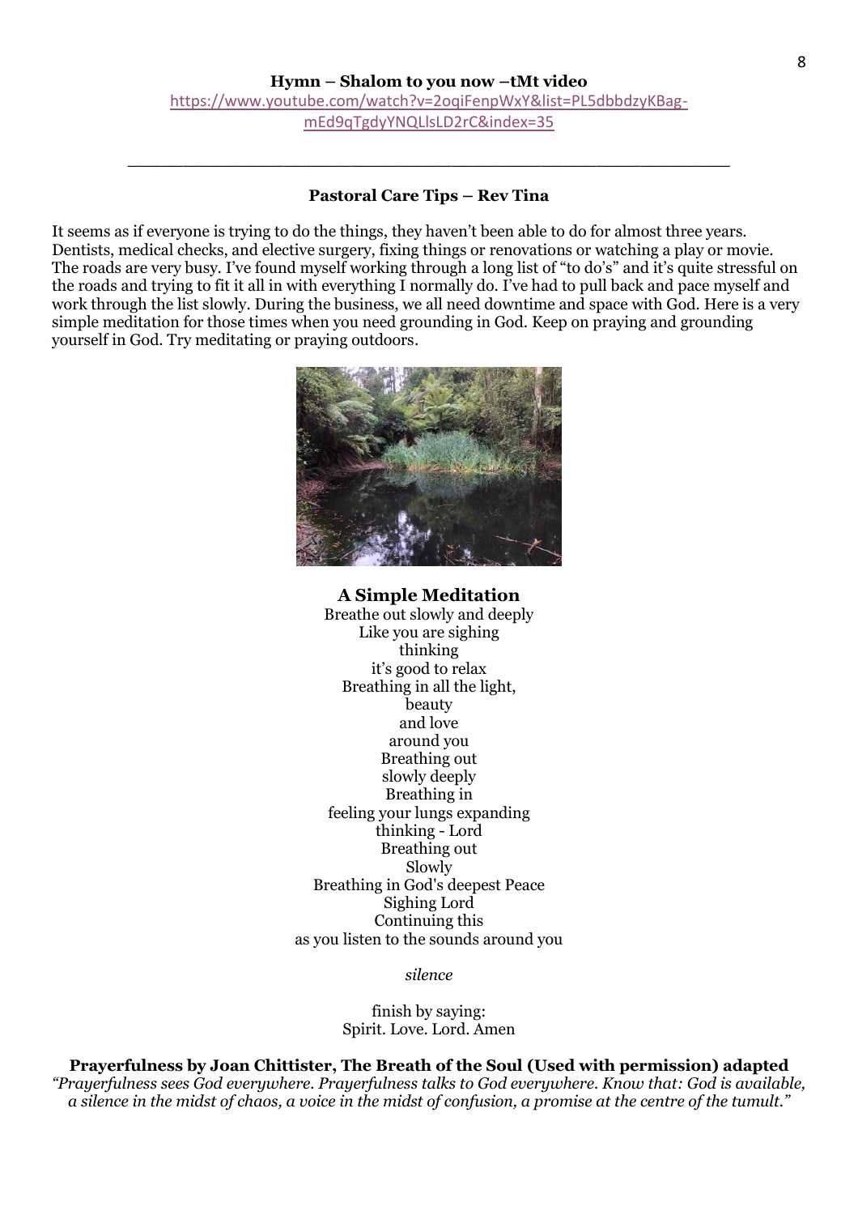**Hymn – Shalom to you now –tMt video**

https://www.youtube.com/watch?v=2oqiFenpWxY&list=PL5dbbdzyKBag-mEd9qTgdyYNQLlsLD2rC&index=35

---

**Pastoral Care Tips – Rev Tina**

It seems as if everyone is trying to do the things, they haven't been able to do for almost three years. Dentists, medical checks, and elective surgery, fixing things or renovations or watching a play or movie. The roads are very busy. I've found myself working through a long list of "to do's" and it's quite stressful on the roads and trying to fit it all in with everything I normally do. I've had to pull back and pace myself and work through the list slowly. During the business, we all need downtime and space with God. Here is a very simple meditation for those times when you need grounding in God. Keep on praying and grounding yourself in God. Try meditating or praying outdoors.

**A Simple Meditation**

Breathe out slowly and deeply
Like you are sighing
thinking
it's good to relax
Breathing in all the light,
beauty
and love
around you
Breathing out
slowly deeply
Breathing in
feeling your lungs expanding
thinking - Lord
Breathing out
Slowly
Breathing in God's deepest Peace
Sighing Lord
Continuing this
as you listen to the sounds around you

*silence*

finish by saying:
Spirit. Love. Lord. Amen

**Prayerfulness by Joan Chittister, The Breath of the Soul (Used with permission) adapted**

*"Prayerfulness sees God everywhere. Prayerfulness talks to God everywhere. Know that: God is available, a silence in the midst of chaos, a voice in the midst of confusion, a promise at the centre of the tumult."*